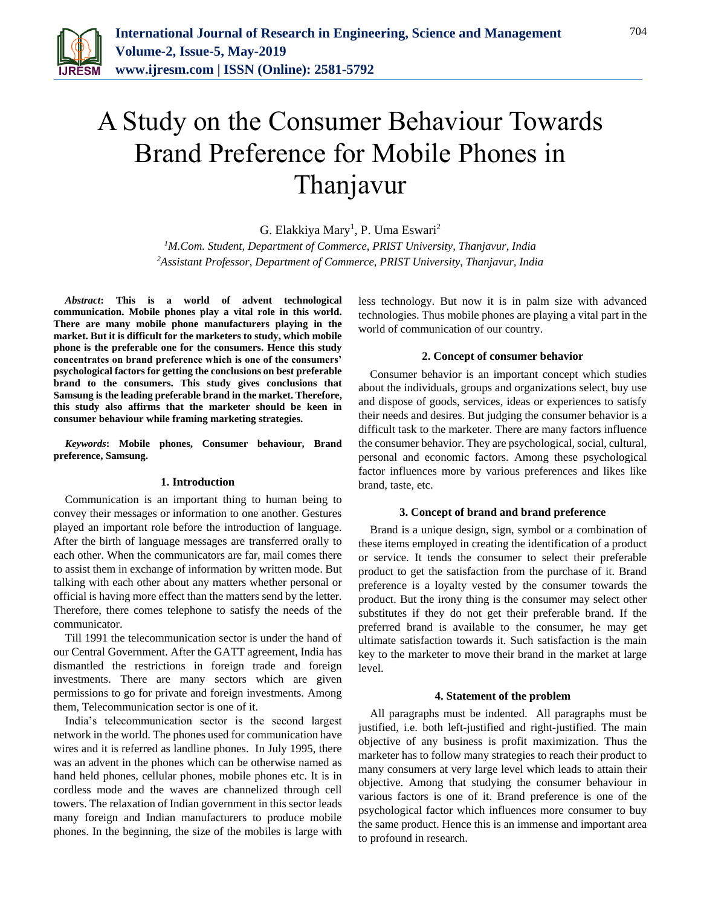# A Study on the Consumer Behaviour Towards Brand Preference for Mobile Phones in Thanjavur

G. Elakkiya Mary[1], P. Uma Eswari[2]

[1]*M.Com. Student, Department of Commerce, PRIST University, Thanjavur, India*
[2]*Assistant Professor, Department of Commerce, PRIST University, Thanjavur, India*

***Abstract*: This is a world of advent technological communication. Mobile phones play a vital role in this world. There are many mobile phone manufacturers playing in the market. But it is difficult for the marketers to study, which mobile phone is the preferable one for the consumers. Hence this study concentrates on brand preference which is one of the consumers' psychological factors for getting the conclusions on best preferable brand to the consumers. This study gives conclusions that Samsung is the leading preferable brand in the market. Therefore, this study also affirms that the marketer should be keen in consumer behaviour while framing marketing strategies.**

***Keywords*: Mobile phones, Consumer behaviour, Brand preference, Samsung.**

## 1. Introduction

Communication is an important thing to human being to convey their messages or information to one another. Gestures played an important role before the introduction of language. After the birth of language messages are transferred orally to each other. When the communicators are far, mail comes there to assist them in exchange of information by written mode. But talking with each other about any matters whether personal or official is having more effect than the matters send by the letter. Therefore, there comes telephone to satisfy the needs of the communicator.

Till 1991 the telecommunication sector is under the hand of our Central Government. After the GATT agreement, India has dismantled the restrictions in foreign trade and foreign investments. There are many sectors which are given permissions to go for private and foreign investments. Among them, Telecommunication sector is one of it.

India's telecommunication sector is the second largest network in the world. The phones used for communication have wires and it is referred as landline phones. In July 1995, there was an advent in the phones which can be otherwise named as hand held phones, cellular phones, mobile phones etc. It is in cordless mode and the waves are channelized through cell towers. The relaxation of Indian government in this sector leads many foreign and Indian manufacturers to produce mobile phones. In the beginning, the size of the mobiles is large with less technology. But now it is in palm size with advanced technologies. Thus mobile phones are playing a vital part in the world of communication of our country.

## 2. Concept of consumer behavior

Consumer behavior is an important concept which studies about the individuals, groups and organizations select, buy use and dispose of goods, services, ideas or experiences to satisfy their needs and desires. But judging the consumer behavior is a difficult task to the marketer. There are many factors influence the consumer behavior. They are psychological, social, cultural, personal and economic factors. Among these psychological factor influences more by various preferences and likes like brand, taste, etc.

## 3. Concept of brand and brand preference

Brand is a unique design, sign, symbol or a combination of these items employed in creating the identification of a product or service. It tends the consumer to select their preferable product to get the satisfaction from the purchase of it. Brand preference is a loyalty vested by the consumer towards the product. But the irony thing is the consumer may select other substitutes if they do not get their preferable brand. If the preferred brand is available to the consumer, he may get ultimate satisfaction towards it. Such satisfaction is the main key to the marketer to move their brand in the market at large level.

## 4. Statement of the problem

All paragraphs must be indented. All paragraphs must be justified, i.e. both left-justified and right-justified. The main objective of any business is profit maximization. Thus the marketer has to follow many strategies to reach their product to many consumers at very large level which leads to attain their objective. Among that studying the consumer behaviour in various factors is one of it. Brand preference is one of the psychological factor which influences more consumer to buy the same product. Hence this is an immense and important area to profound in research.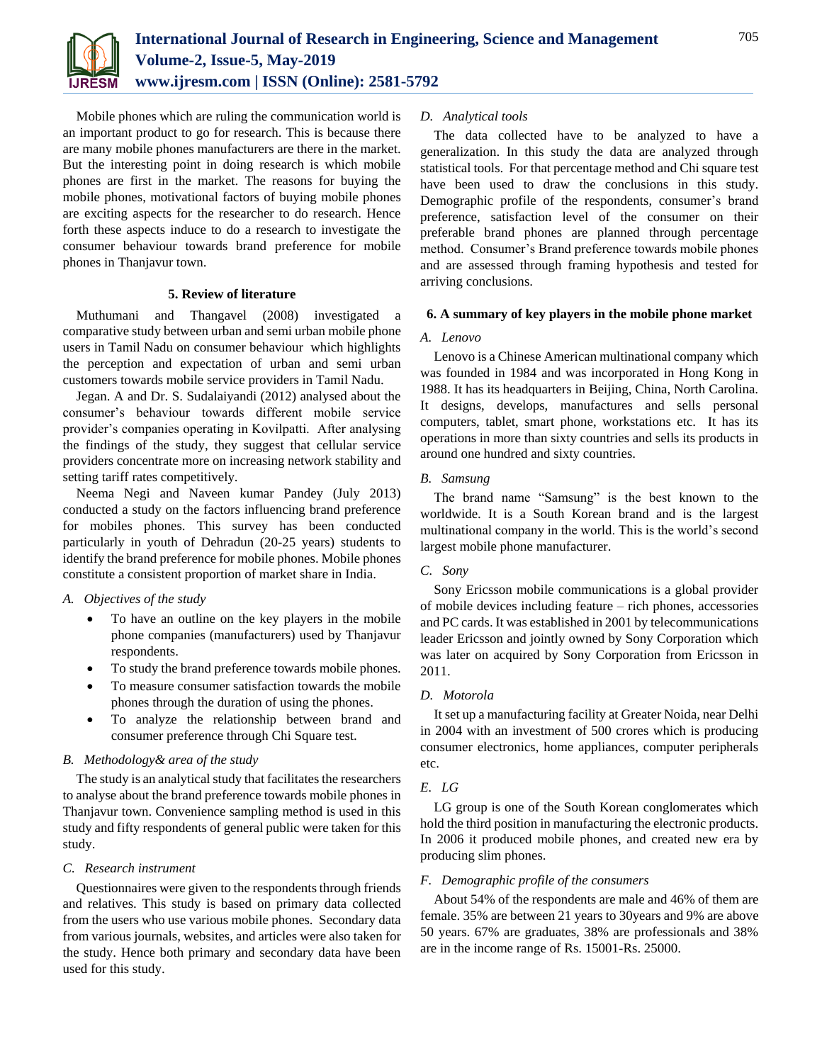Mobile phones which are ruling the communication world is an important product to go for research. This is because there are many mobile phones manufacturers are there in the market. But the interesting point in doing research is which mobile phones are first in the market. The reasons for buying the mobile phones, motivational factors of buying mobile phones are exciting aspects for the researcher to do research. Hence forth these aspects induce to do a research to investigate the consumer behaviour towards brand preference for mobile phones in Thanjavur town.

## 5. Review of literature

Muthumani and Thangavel (2008) investigated a comparative study between urban and semi urban mobile phone users in Tamil Nadu on consumer behaviour which highlights the perception and expectation of urban and semi urban customers towards mobile service providers in Tamil Nadu.

Jegan. A and Dr. S. Sudalaiyandi (2012) analysed about the consumer's behaviour towards different mobile service provider's companies operating in Kovilpatti. After analysing the findings of the study, they suggest that cellular service providers concentrate more on increasing network stability and setting tariff rates competitively.

Neema Negi and Naveen kumar Pandey (July 2013) conducted a study on the factors influencing brand preference for mobiles phones. This survey has been conducted particularly in youth of Dehradun (20-25 years) students to identify the brand preference for mobile phones. Mobile phones constitute a consistent proportion of market share in India.

### *A. Objectives of the study*

- To have an outline on the key players in the mobile phone companies (manufacturers) used by Thanjavur respondents.
- To study the brand preference towards mobile phones.
- To measure consumer satisfaction towards the mobile phones through the duration of using the phones.
- To analyze the relationship between brand and consumer preference through Chi Square test.

### *B. Methodology& area of the study*

The study is an analytical study that facilitates the researchers to analyse about the brand preference towards mobile phones in Thanjavur town. Convenience sampling method is used in this study and fifty respondents of general public were taken for this study.

### *C. Research instrument*

Questionnaires were given to the respondents through friends and relatives. This study is based on primary data collected from the users who use various mobile phones. Secondary data from various journals, websites, and articles were also taken for the study. Hence both primary and secondary data have been used for this study.

### *D. Analytical tools*

The data collected have to be analyzed to have a generalization. In this study the data are analyzed through statistical tools. For that percentage method and Chi square test have been used to draw the conclusions in this study. Demographic profile of the respondents, consumer's brand preference, satisfaction level of the consumer on their preferable brand phones are planned through percentage method. Consumer's Brand preference towards mobile phones and are assessed through framing hypothesis and tested for arriving conclusions.

## 6. A summary of key players in the mobile phone market

### *A. Lenovo*

Lenovo is a Chinese American multinational company which was founded in 1984 and was incorporated in Hong Kong in 1988. It has its headquarters in Beijing, China, North Carolina. It designs, develops, manufactures and sells personal computers, tablet, smart phone, workstations etc. It has its operations in more than sixty countries and sells its products in around one hundred and sixty countries.

### *B. Samsung*

The brand name "Samsung" is the best known to the worldwide. It is a South Korean brand and is the largest multinational company in the world. This is the world's second largest mobile phone manufacturer.

### *C. Sony*

Sony Ericsson mobile communications is a global provider of mobile devices including feature – rich phones, accessories and PC cards. It was established in 2001 by telecommunications leader Ericsson and jointly owned by Sony Corporation which was later on acquired by Sony Corporation from Ericsson in 2011.

### *D. Motorola*

It set up a manufacturing facility at Greater Noida, near Delhi in 2004 with an investment of 500 crores which is producing consumer electronics, home appliances, computer peripherals etc.

### *E. LG*

LG group is one of the South Korean conglomerates which hold the third position in manufacturing the electronic products. In 2006 it produced mobile phones, and created new era by producing slim phones.

### *F. Demographic profile of the consumers*

About 54% of the respondents are male and 46% of them are female. 35% are between 21 years to 30years and 9% are above 50 years. 67% are graduates, 38% are professionals and 38% are in the income range of Rs. 15001-Rs. 25000.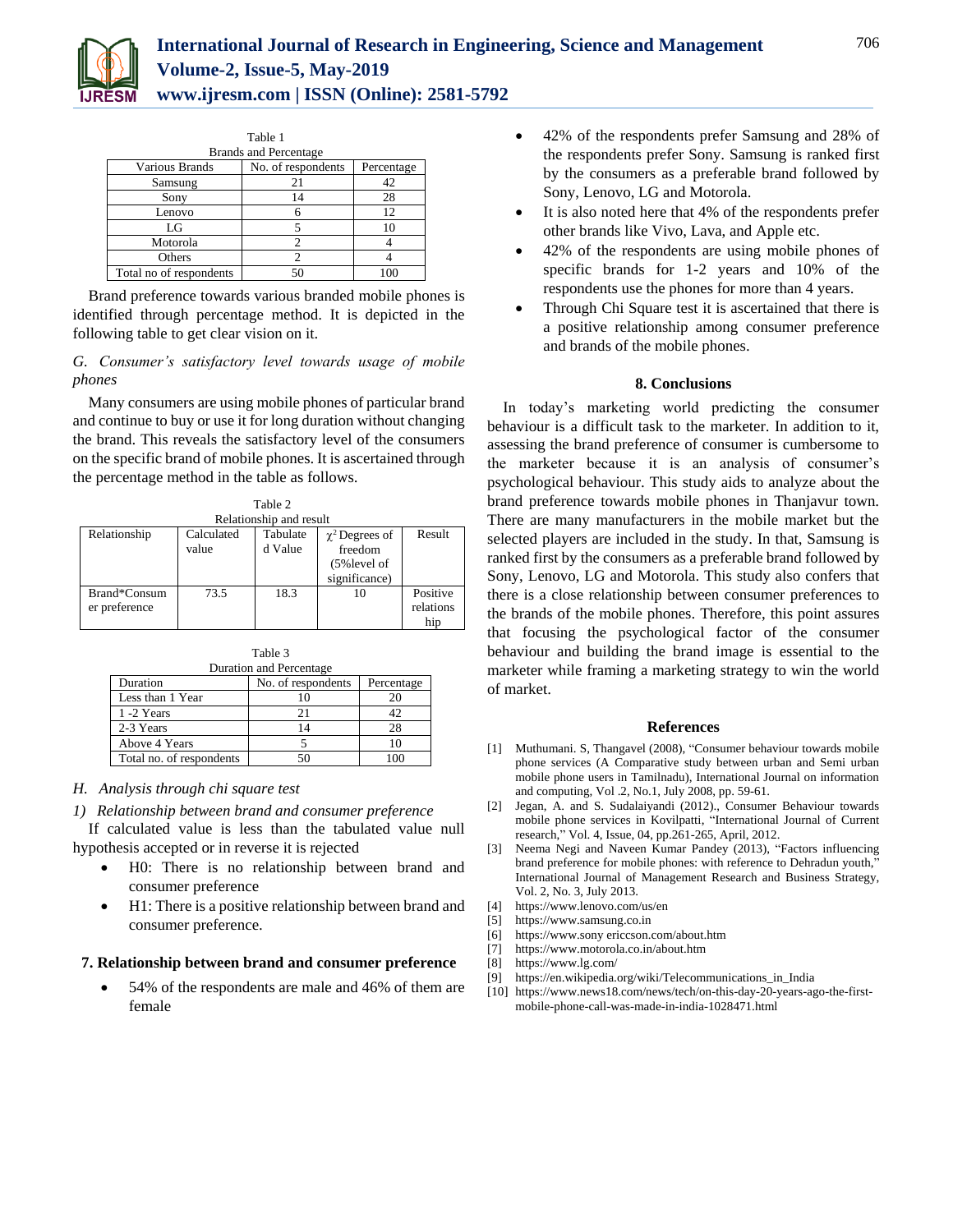Table 1
Brands and Percentage

| Various Brands | No. of respondents | Percentage |
|---|---|---|
| Samsung | 21 | 42 |
| Sony | 14 | 28 |
| Lenovo | 6 | 12 |
| LG | 5 | 10 |
| Motorola | 2 | 4 |
| Others | 2 | 4 |
| Total no of respondents | 50 | 100 |

Brand preference towards various branded mobile phones is identified through percentage method. It is depicted in the following table to get clear vision on it.

### *G. Consumer's satisfactory level towards usage of mobile phones*

Many consumers are using mobile phones of particular brand and continue to buy or use it for long duration without changing the brand. This reveals the satisfactory level of the consumers on the specific brand of mobile phones. It is ascertained through the percentage method in the table as follows.

Table 2
Relationship and result

| Relationship | Calculated value | Tabulated Value | $\chi^2$ Degrees of freedom (5%level of significance) | Result |
|---|---|---|---|---|
| Brand*Consumer preference | 73.5 | 18.3 | 10 | Positive relationship |

Table 3
Duration and Percentage

| Duration | No. of respondents | Percentage |
|---|---|---|
| Less than 1 Year | 10 | 20 |
| 1 -2 Years | 21 | 42 |
| 2-3 Years | 14 | 28 |
| Above 4 Years | 5 | 10 |
| Total no. of respondents | 50 | 100 |

### *H. Analysis through chi square test*

*1) Relationship between brand and consumer preference*

If calculated value is less than the tabulated value null hypothesis accepted or in reverse it is rejected

- H0: There is no relationship between brand and consumer preference
- H1: There is a positive relationship between brand and consumer preference.

## 7. Relationship between brand and consumer preference

- 54% of the respondents are male and 46% of them are female
- 42% of the respondents prefer Samsung and 28% of the respondents prefer Sony. Samsung is ranked first by the consumers as a preferable brand followed by Sony, Lenovo, LG and Motorola.
- It is also noted here that 4% of the respondents prefer other brands like Vivo, Lava, and Apple etc.
- 42% of the respondents are using mobile phones of specific brands for 1-2 years and 10% of the respondents use the phones for more than 4 years.
- Through Chi Square test it is ascertained that there is a positive relationship among consumer preference and brands of the mobile phones.

## 8. Conclusions

In today's marketing world predicting the consumer behaviour is a difficult task to the marketer. In addition to it, assessing the brand preference of consumer is cumbersome to the marketer because it is an analysis of consumer's psychological behaviour. This study aids to analyze about the brand preference towards mobile phones in Thanjavur town. There are many manufacturers in the mobile market but the selected players are included in the study. In that, Samsung is ranked first by the consumers as a preferable brand followed by Sony, Lenovo, LG and Motorola. This study also confers that there is a close relationship between consumer preferences to the brands of the mobile phones. Therefore, this point assures that focusing the psychological factor of the consumer behaviour and building the brand image is essential to the marketer while framing a marketing strategy to win the world of market.

## References

[1] Muthumani. S, Thangavel (2008), "Consumer behaviour towards mobile phone services (A Comparative study between urban and Semi urban mobile phone users in Tamilnadu), International Journal on information and computing, Vol .2, No.1, July 2008, pp. 59-61.

[2] Jegan, A. and S. Sudalaiyandi (2012)., Consumer Behaviour towards mobile phone services in Kovilpatti, "International Journal of Current research," Vol. 4, Issue, 04, pp.261-265, April, 2012.

[3] Neema Negi and Naveen Kumar Pandey (2013), "Factors influencing brand preference for mobile phones: with reference to Dehradun youth," International Journal of Management Research and Business Strategy, Vol. 2, No. 3, July 2013.

[4] https://www.lenovo.com/us/en

[5] https://www.samsung.co.in

[6] https://www.sony ericcson.com/about.htm

[7] https://www.motorola.co.in/about.htm

[8] https://www.lg.com/

[9] https://en.wikipedia.org/wiki/Telecommunications_in_India

[10] https://www.news18.com/news/tech/on-this-day-20-years-ago-the-first-mobile-phone-call-was-made-in-india-1028471.html